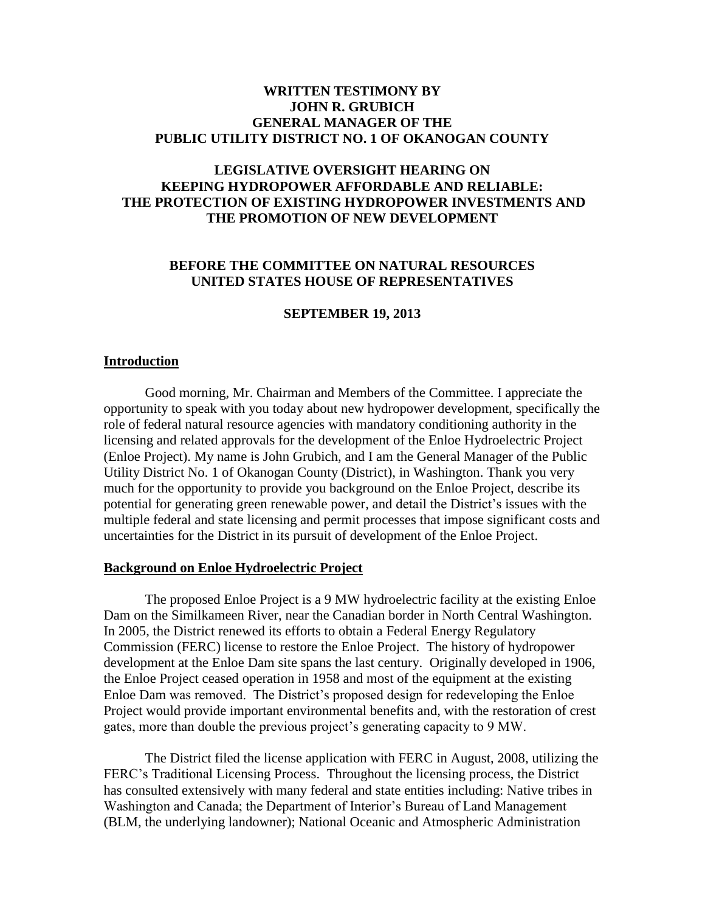# WRITTEN TESTIMONY BY JOHN R. GRUBICH GENERAL MANAGER OF THE PUBLIC UTILITY DISTRICT NO. 1 OF OKANOGAN COUNTY

## LEGISLATIVE OVERSIGHT HEARING ON KEEPING HYDROPOWER AFFORDABLE AND RELIABLE: THE PROTECTION OF EXISTING HYDROPOWER INVESTMENTS AND THE PROMOTION OF NEW DEVELOPMENT

## BEFORE THE COMMITTEE ON NATURAL RESOURCES UNITED STATES HOUSE OF REPRESENTATIVES

**SEPTEMBER 19, 2013**

### Introduction

Good morning, Mr. Chairman and Members of the Committee. I appreciate the opportunity to speak with you today about new hydropower development, specifically the role of federal natural resource agencies with mandatory conditioning authority in the licensing and related approvals for the development of the Enloe Hydroelectric Project (Enloe Project). My name is John Grubich, and I am the General Manager of the Public Utility District No. 1 of Okanogan County (District), in Washington. Thank you very much for the opportunity to provide you background on the Enloe Project, describe its potential for generating green renewable power, and detail the District's issues with the multiple federal and state licensing and permit processes that impose significant costs and uncertainties for the District in its pursuit of development of the Enloe Project.

### Background on Enloe Hydroelectric Project

The proposed Enloe Project is a 9 MW hydroelectric facility at the existing Enloe Dam on the Similkameen River, near the Canadian border in North Central Washington. In 2005, the District renewed its efforts to obtain a Federal Energy Regulatory Commission (FERC) license to restore the Enloe Project. The history of hydropower development at the Enloe Dam site spans the last century. Originally developed in 1906, the Enloe Project ceased operation in 1958 and most of the equipment at the existing Enloe Dam was removed. The District's proposed design for redeveloping the Enloe Project would provide important environmental benefits and, with the restoration of crest gates, more than double the previous project's generating capacity to 9 MW.

The District filed the license application with FERC in August, 2008, utilizing the FERC's Traditional Licensing Process. Throughout the licensing process, the District has consulted extensively with many federal and state entities including: Native tribes in Washington and Canada; the Department of Interior's Bureau of Land Management (BLM, the underlying landowner); National Oceanic and Atmospheric Administration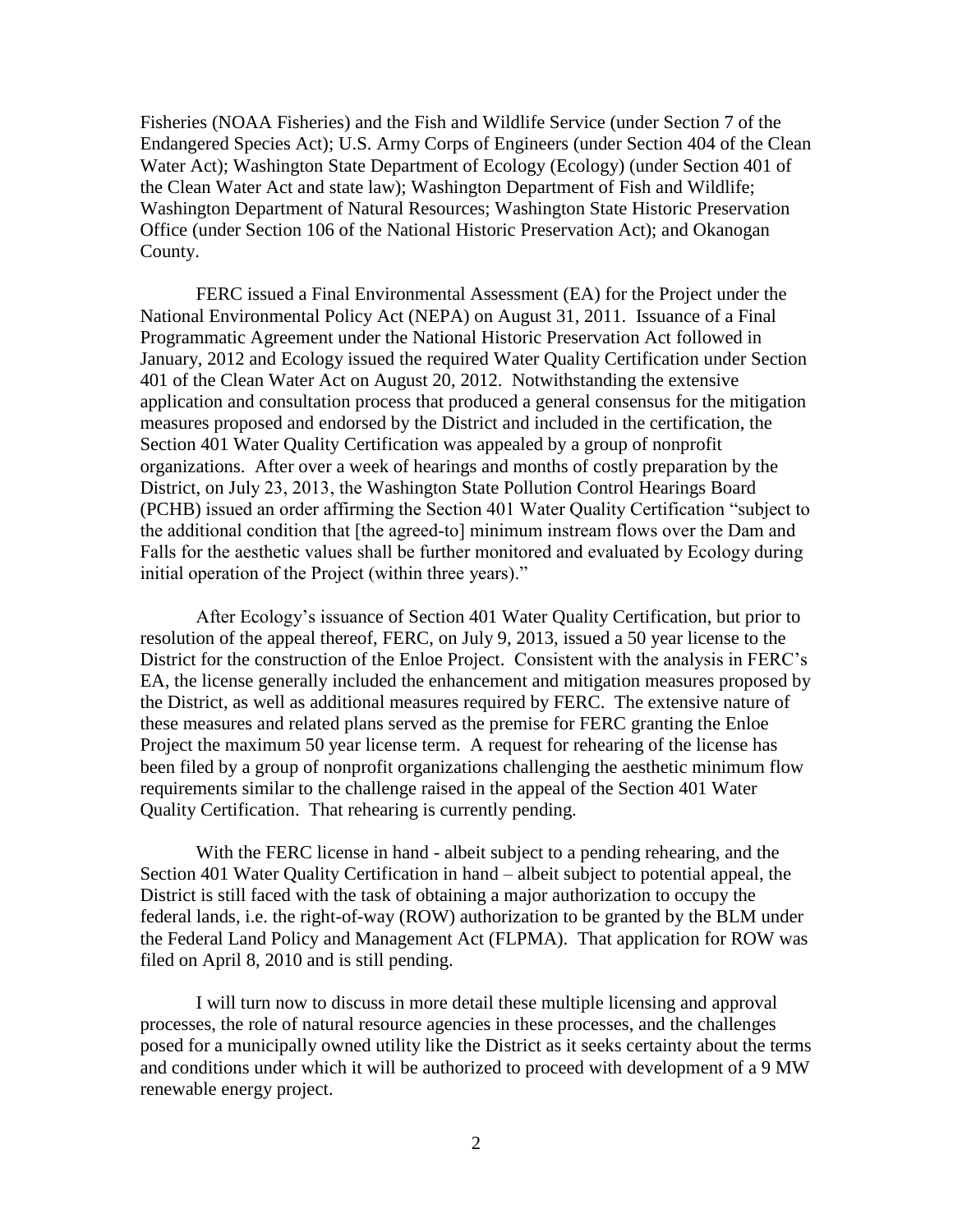Fisheries (NOAA Fisheries) and the Fish and Wildlife Service (under Section 7 of the Endangered Species Act); U.S. Army Corps of Engineers (under Section 404 of the Clean Water Act); Washington State Department of Ecology (Ecology) (under Section 401 of the Clean Water Act and state law); Washington Department of Fish and Wildlife; Washington Department of Natural Resources; Washington State Historic Preservation Office (under Section 106 of the National Historic Preservation Act); and Okanogan County.

FERC issued a Final Environmental Assessment (EA) for the Project under the National Environmental Policy Act (NEPA) on August 31, 2011. Issuance of a Final Programmatic Agreement under the National Historic Preservation Act followed in January, 2012 and Ecology issued the required Water Quality Certification under Section 401 of the Clean Water Act on August 20, 2012. Notwithstanding the extensive application and consultation process that produced a general consensus for the mitigation measures proposed and endorsed by the District and included in the certification, the Section 401 Water Quality Certification was appealed by a group of nonprofit organizations. After over a week of hearings and months of costly preparation by the District, on July 23, 2013, the Washington State Pollution Control Hearings Board (PCHB) issued an order affirming the Section 401 Water Quality Certification "subject to the additional condition that [the agreed-to] minimum instream flows over the Dam and Falls for the aesthetic values shall be further monitored and evaluated by Ecology during initial operation of the Project (within three years)."

After Ecology's issuance of Section 401 Water Quality Certification, but prior to resolution of the appeal thereof, FERC, on July 9, 2013, issued a 50 year license to the District for the construction of the Enloe Project. Consistent with the analysis in FERC's EA, the license generally included the enhancement and mitigation measures proposed by the District, as well as additional measures required by FERC. The extensive nature of these measures and related plans served as the premise for FERC granting the Enloe Project the maximum 50 year license term. A request for rehearing of the license has been filed by a group of nonprofit organizations challenging the aesthetic minimum flow requirements similar to the challenge raised in the appeal of the Section 401 Water Quality Certification. That rehearing is currently pending.

With the FERC license in hand - albeit subject to a pending rehearing, and the Section 401 Water Quality Certification in hand – albeit subject to potential appeal, the District is still faced with the task of obtaining a major authorization to occupy the federal lands, i.e. the right-of-way (ROW) authorization to be granted by the BLM under the Federal Land Policy and Management Act (FLPMA). That application for ROW was filed on April 8, 2010 and is still pending.

I will turn now to discuss in more detail these multiple licensing and approval processes, the role of natural resource agencies in these processes, and the challenges posed for a municipally owned utility like the District as it seeks certainty about the terms and conditions under which it will be authorized to proceed with development of a 9 MW renewable energy project.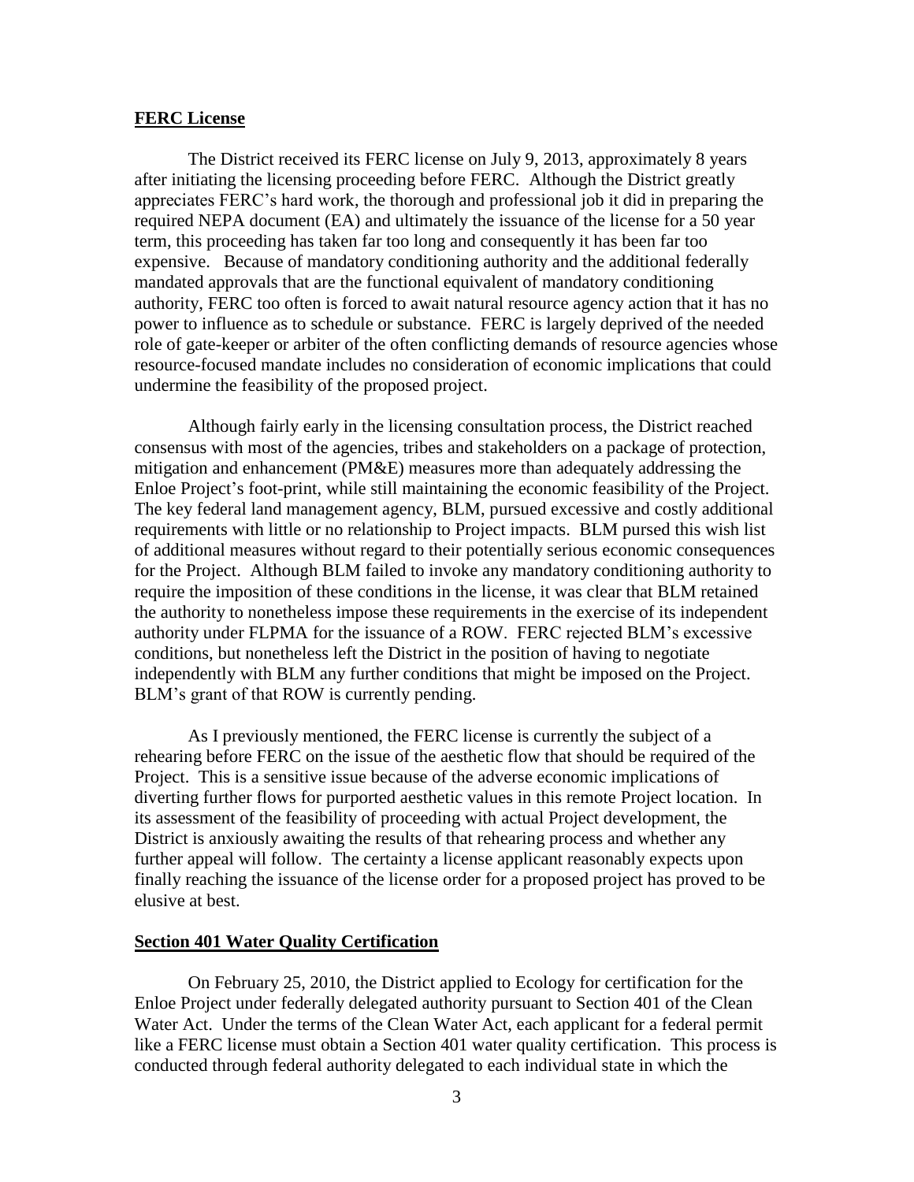## **FERC License**

The District received its FERC license on July 9, 2013, approximately 8 years after initiating the licensing proceeding before FERC. Although the District greatly appreciates FERC's hard work, the thorough and professional job it did in preparing the required NEPA document (EA) and ultimately the issuance of the license for a 50 year term, this proceeding has taken far too long and consequently it has been far too expensive. Because of mandatory conditioning authority and the additional federally mandated approvals that are the functional equivalent of mandatory conditioning authority, FERC too often is forced to await natural resource agency action that it has no power to influence as to schedule or substance. FERC is largely deprived of the needed role of gate-keeper or arbiter of the often conflicting demands of resource agencies whose resource-focused mandate includes no consideration of economic implications that could undermine the feasibility of the proposed project.

Although fairly early in the licensing consultation process, the District reached consensus with most of the agencies, tribes and stakeholders on a package of protection, mitigation and enhancement (PM&E) measures more than adequately addressing the Enloe Project's foot-print, while still maintaining the economic feasibility of the Project. The key federal land management agency, BLM, pursued excessive and costly additional requirements with little or no relationship to Project impacts. BLM pursed this wish list of additional measures without regard to their potentially serious economic consequences for the Project. Although BLM failed to invoke any mandatory conditioning authority to require the imposition of these conditions in the license, it was clear that BLM retained the authority to nonetheless impose these requirements in the exercise of its independent authority under FLPMA for the issuance of a ROW. FERC rejected BLM's excessive conditions, but nonetheless left the District in the position of having to negotiate independently with BLM any further conditions that might be imposed on the Project. BLM's grant of that ROW is currently pending.

As I previously mentioned, the FERC license is currently the subject of a rehearing before FERC on the issue of the aesthetic flow that should be required of the Project. This is a sensitive issue because of the adverse economic implications of diverting further flows for purported aesthetic values in this remote Project location. In its assessment of the feasibility of proceeding with actual Project development, the District is anxiously awaiting the results of that rehearing process and whether any further appeal will follow. The certainty a license applicant reasonably expects upon finally reaching the issuance of the license order for a proposed project has proved to be elusive at best.

## **Section 401 Water Quality Certification**

On February 25, 2010, the District applied to Ecology for certification for the Enloe Project under federally delegated authority pursuant to Section 401 of the Clean Water Act. Under the terms of the Clean Water Act, each applicant for a federal permit like a FERC license must obtain a Section 401 water quality certification. This process is conducted through federal authority delegated to each individual state in which the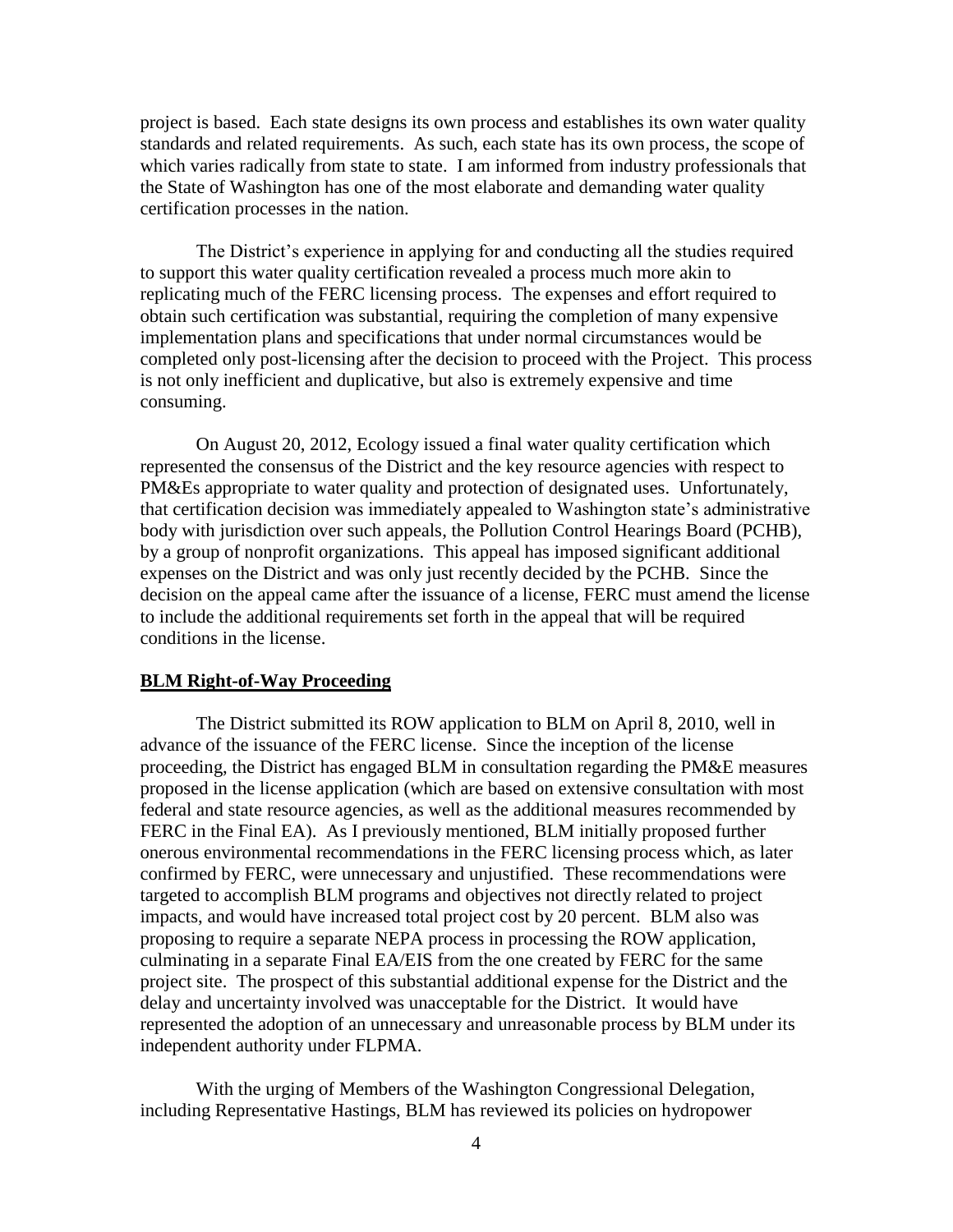project is based. Each state designs its own process and establishes its own water quality standards and related requirements. As such, each state has its own process, the scope of which varies radically from state to state. I am informed from industry professionals that the State of Washington has one of the most elaborate and demanding water quality certification processes in the nation.

The District's experience in applying for and conducting all the studies required to support this water quality certification revealed a process much more akin to replicating much of the FERC licensing process. The expenses and effort required to obtain such certification was substantial, requiring the completion of many expensive implementation plans and specifications that under normal circumstances would be completed only post-licensing after the decision to proceed with the Project. This process is not only inefficient and duplicative, but also is extremely expensive and time consuming.

On August 20, 2012, Ecology issued a final water quality certification which represented the consensus of the District and the key resource agencies with respect to PM&Es appropriate to water quality and protection of designated uses. Unfortunately, that certification decision was immediately appealed to Washington state's administrative body with jurisdiction over such appeals, the Pollution Control Hearings Board (PCHB), by a group of nonprofit organizations. This appeal has imposed significant additional expenses on the District and was only just recently decided by the PCHB. Since the decision on the appeal came after the issuance of a license, FERC must amend the license to include the additional requirements set forth in the appeal that will be required conditions in the license.

**BLM Right-of-Way Proceeding**

The District submitted its ROW application to BLM on April 8, 2010, well in advance of the issuance of the FERC license. Since the inception of the license proceeding, the District has engaged BLM in consultation regarding the PM&E measures proposed in the license application (which are based on extensive consultation with most federal and state resource agencies, as well as the additional measures recommended by FERC in the Final EA). As I previously mentioned, BLM initially proposed further onerous environmental recommendations in the FERC licensing process which, as later confirmed by FERC, were unnecessary and unjustified. These recommendations were targeted to accomplish BLM programs and objectives not directly related to project impacts, and would have increased total project cost by 20 percent. BLM also was proposing to require a separate NEPA process in processing the ROW application, culminating in a separate Final EA/EIS from the one created by FERC for the same project site. The prospect of this substantial additional expense for the District and the delay and uncertainty involved was unacceptable for the District. It would have represented the adoption of an unnecessary and unreasonable process by BLM under its independent authority under FLPMA.

With the urging of Members of the Washington Congressional Delegation, including Representative Hastings, BLM has reviewed its policies on hydropower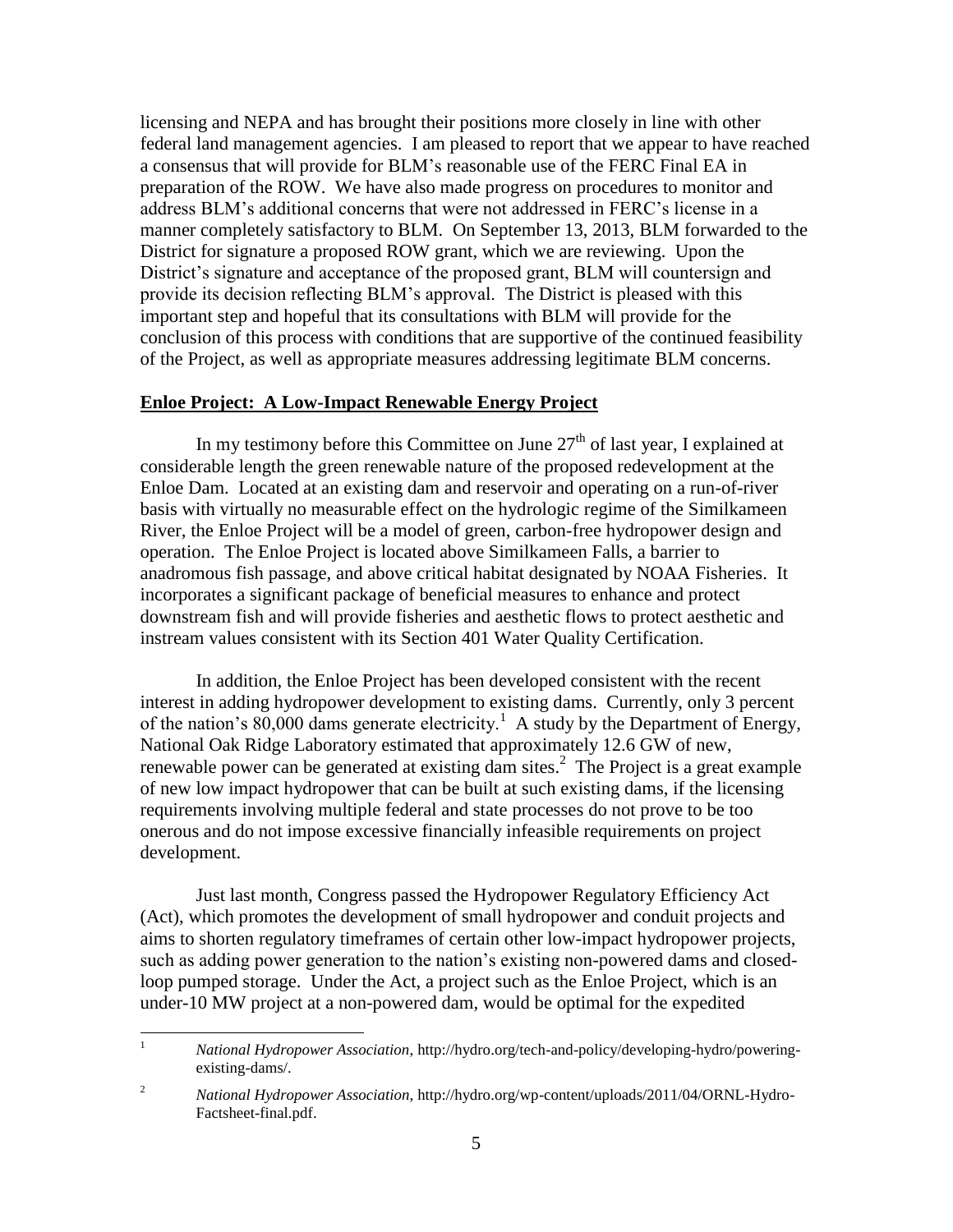licensing and NEPA and has brought their positions more closely in line with other federal land management agencies. I am pleased to report that we appear to have reached a consensus that will provide for BLM's reasonable use of the FERC Final EA in preparation of the ROW. We have also made progress on procedures to monitor and address BLM's additional concerns that were not addressed in FERC's license in a manner completely satisfactory to BLM. On September 13, 2013, BLM forwarded to the District for signature a proposed ROW grant, which we are reviewing. Upon the District's signature and acceptance of the proposed grant, BLM will countersign and provide its decision reflecting BLM's approval. The District is pleased with this important step and hopeful that its consultations with BLM will provide for the conclusion of this process with conditions that are supportive of the continued feasibility of the Project, as well as appropriate measures addressing legitimate BLM concerns.

## **Enloe Project: A Low-Impact Renewable Energy Project**

In my testimony before this Committee on June 27th of last year, I explained at considerable length the green renewable nature of the proposed redevelopment at the Enloe Dam. Located at an existing dam and reservoir and operating on a run-of-river basis with virtually no measurable effect on the hydrologic regime of the Similkameen River, the Enloe Project will be a model of green, carbon-free hydropower design and operation. The Enloe Project is located above Similkameen Falls, a barrier to anadromous fish passage, and above critical habitat designated by NOAA Fisheries. It incorporates a significant package of beneficial measures to enhance and protect downstream fish and will provide fisheries and aesthetic flows to protect aesthetic and instream values consistent with its Section 401 Water Quality Certification.

In addition, the Enloe Project has been developed consistent with the recent interest in adding hydropower development to existing dams. Currently, only 3 percent of the nation's 80,000 dams generate electricity.[1] A study by the Department of Energy, National Oak Ridge Laboratory estimated that approximately 12.6 GW of new, renewable power can be generated at existing dam sites.[2] The Project is a great example of new low impact hydropower that can be built at such existing dams, if the licensing requirements involving multiple federal and state processes do not prove to be too onerous and do not impose excessive financially infeasible requirements on project development.

Just last month, Congress passed the Hydropower Regulatory Efficiency Act (Act), which promotes the development of small hydropower and conduit projects and aims to shorten regulatory timeframes of certain other low-impact hydropower projects, such as adding power generation to the nation's existing non-powered dams and closed-loop pumped storage. Under the Act, a project such as the Enloe Project, which is an under-10 MW project at a non-powered dam, would be optimal for the expedited

---

[1] *National Hydropower Association*, http://hydro.org/tech-and-policy/developing-hydro/powering-existing-dams/.

[2] *National Hydropower Association*, http://hydro.org/wp-content/uploads/2011/04/ORNL-Hydro-Factsheet-final.pdf.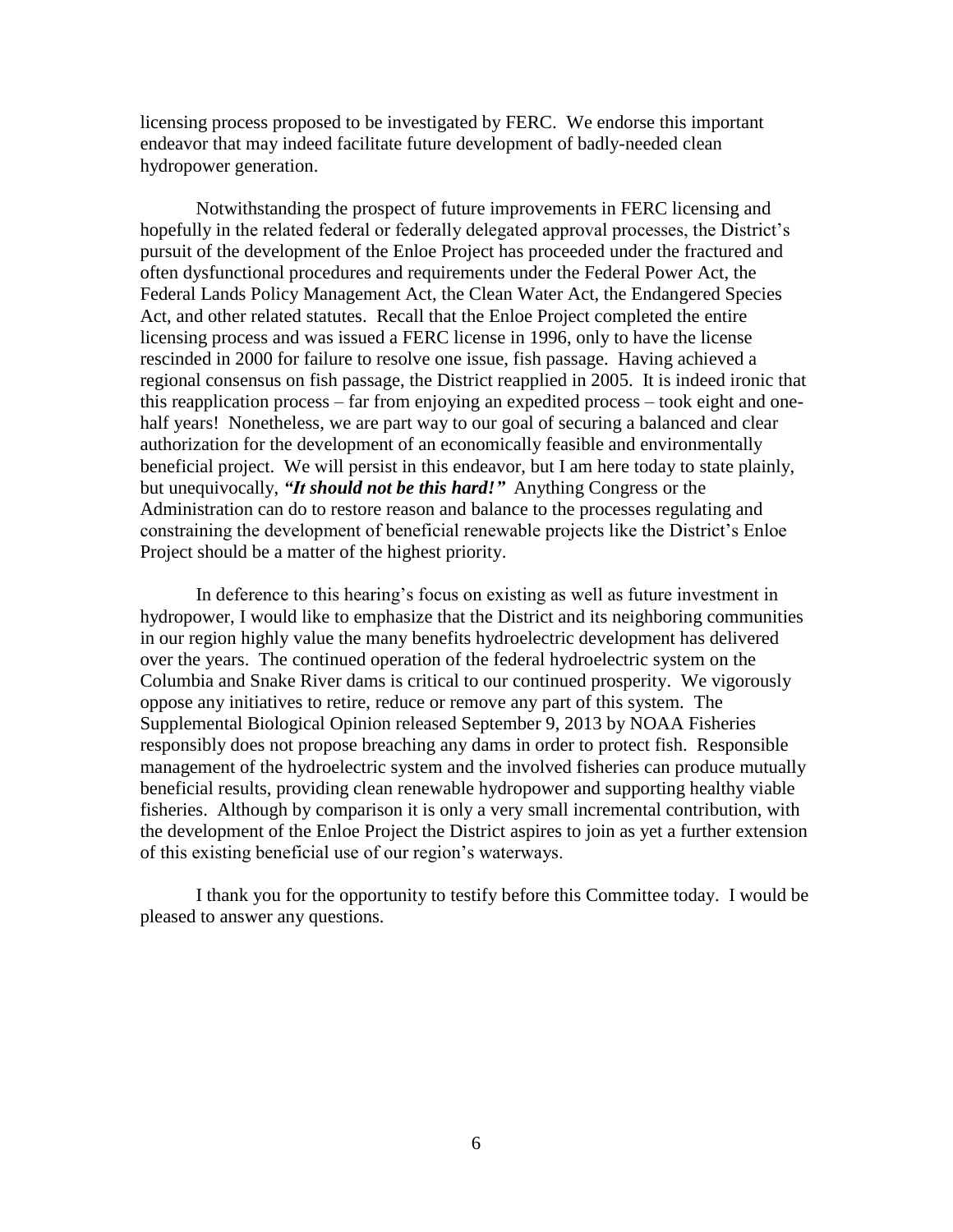licensing process proposed to be investigated by FERC. We endorse this important endeavor that may indeed facilitate future development of badly-needed clean hydropower generation.

Notwithstanding the prospect of future improvements in FERC licensing and hopefully in the related federal or federally delegated approval processes, the District's pursuit of the development of the Enloe Project has proceeded under the fractured and often dysfunctional procedures and requirements under the Federal Power Act, the Federal Lands Policy Management Act, the Clean Water Act, the Endangered Species Act, and other related statutes. Recall that the Enloe Project completed the entire licensing process and was issued a FERC license in 1996, only to have the license rescinded in 2000 for failure to resolve one issue, fish passage. Having achieved a regional consensus on fish passage, the District reapplied in 2005. It is indeed ironic that this reapplication process – far from enjoying an expedited process – took eight and one-half years! Nonetheless, we are part way to our goal of securing a balanced and clear authorization for the development of an economically feasible and environmentally beneficial project. We will persist in this endeavor, but I am here today to state plainly, but unequivocally, ***"It should not be this hard!"*** Anything Congress or the Administration can do to restore reason and balance to the processes regulating and constraining the development of beneficial renewable projects like the District's Enloe Project should be a matter of the highest priority.

In deference to this hearing's focus on existing as well as future investment in hydropower, I would like to emphasize that the District and its neighboring communities in our region highly value the many benefits hydroelectric development has delivered over the years. The continued operation of the federal hydroelectric system on the Columbia and Snake River dams is critical to our continued prosperity. We vigorously oppose any initiatives to retire, reduce or remove any part of this system. The Supplemental Biological Opinion released September 9, 2013 by NOAA Fisheries responsibly does not propose breaching any dams in order to protect fish. Responsible management of the hydroelectric system and the involved fisheries can produce mutually beneficial results, providing clean renewable hydropower and supporting healthy viable fisheries. Although by comparison it is only a very small incremental contribution, with the development of the Enloe Project the District aspires to join as yet a further extension of this existing beneficial use of our region's waterways.

I thank you for the opportunity to testify before this Committee today. I would be pleased to answer any questions.